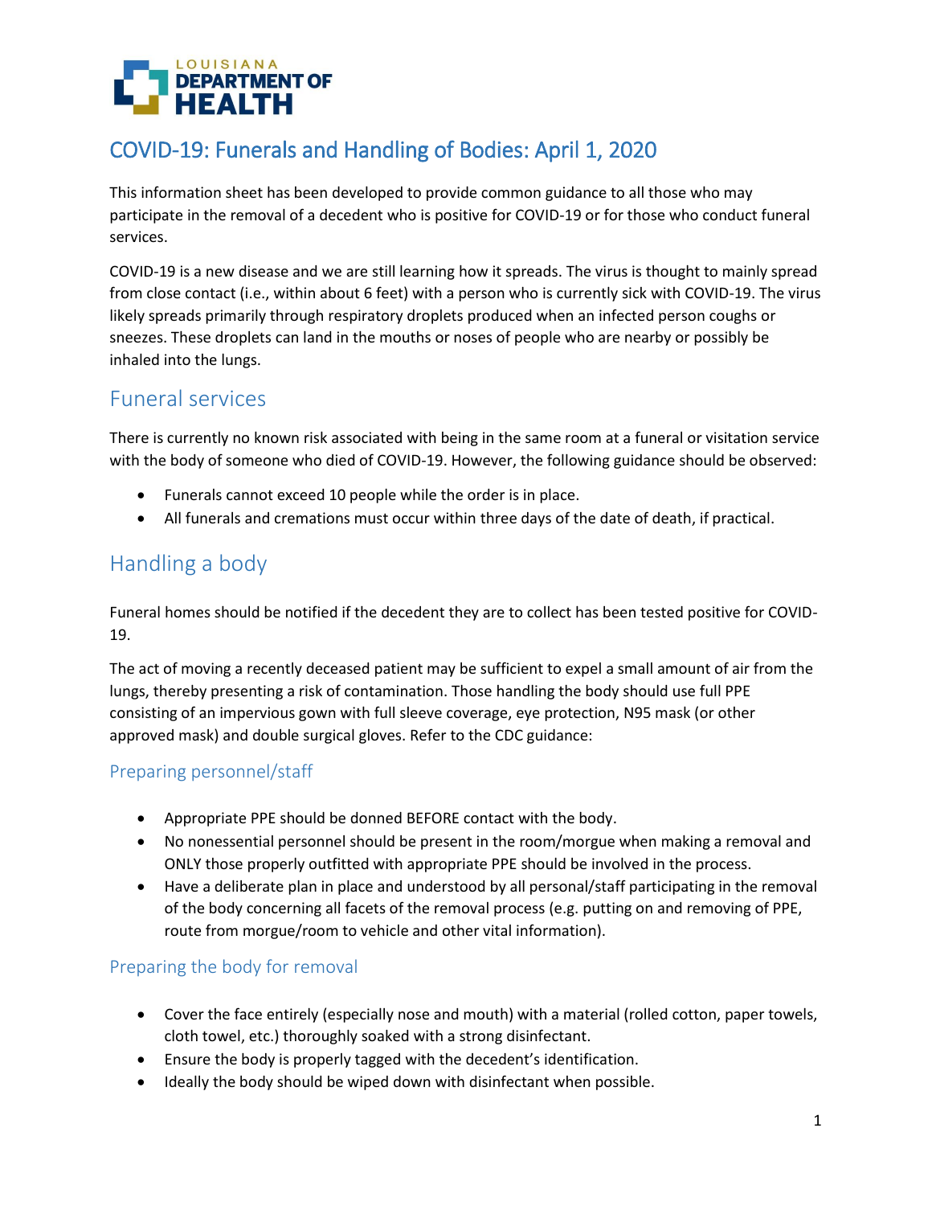LOUISIANA DEPARTMENT OF HEALTH

# COVID-19: Funerals and Handling of Bodies: April 1, 2020

This information sheet has been developed to provide common guidance to all those who may participate in the removal of a decedent who is positive for COVID-19 or for those who conduct funeral services.

COVID-19 is a new disease and we are still learning how it spreads. The virus is thought to mainly spread from close contact (i.e., within about 6 feet) with a person who is currently sick with COVID-19. The virus likely spreads primarily through respiratory droplets produced when an infected person coughs or sneezes. These droplets can land in the mouths or noses of people who are nearby or possibly be inhaled into the lungs.

## Funeral services

There is currently no known risk associated with being in the same room at a funeral or visitation service with the body of someone who died of COVID-19. However, the following guidance should be observed:

- Funerals cannot exceed 10 people while the order is in place.
- All funerals and cremations must occur within three days of the date of death, if practical.

## Handling a body

Funeral homes should be notified if the decedent they are to collect has been tested positive for COVID-19.

The act of moving a recently deceased patient may be sufficient to expel a small amount of air from the lungs, thereby presenting a risk of contamination. Those handling the body should use full PPE consisting of an impervious gown with full sleeve coverage, eye protection, N95 mask (or other approved mask) and double surgical gloves. Refer to the CDC guidance:

### Preparing personnel/staff

- Appropriate PPE should be donned BEFORE contact with the body.
- No nonessential personnel should be present in the room/morgue when making a removal and ONLY those properly outfitted with appropriate PPE should be involved in the process.
- Have a deliberate plan in place and understood by all personal/staff participating in the removal of the body concerning all facets of the removal process (e.g. putting on and removing of PPE, route from morgue/room to vehicle and other vital information).

### Preparing the body for removal

- Cover the face entirely (especially nose and mouth) with a material (rolled cotton, paper towels, cloth towel, etc.) thoroughly soaked with a strong disinfectant.
- Ensure the body is properly tagged with the decedent's identification.
- Ideally the body should be wiped down with disinfectant when possible.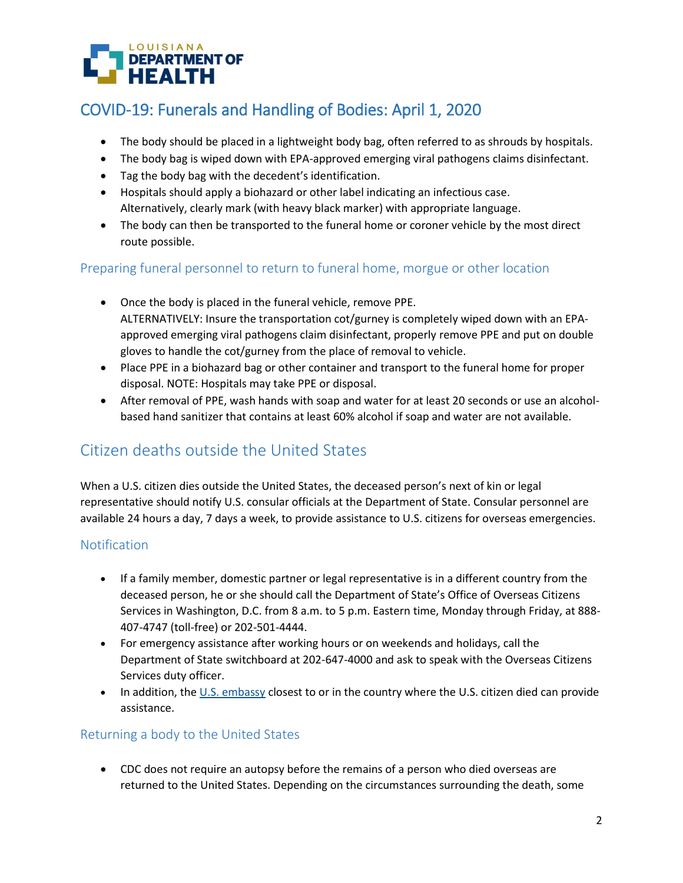## COVID-19: Funerals and Handling of Bodies: April 1, 2020

- The body should be placed in a lightweight body bag, often referred to as shrouds by hospitals.
- The body bag is wiped down with EPA-approved emerging viral pathogens claims disinfectant.
- Tag the body bag with the decedent's identification.
- Hospitals should apply a biohazard or other label indicating an infectious case. Alternatively, clearly mark (with heavy black marker) with appropriate language.
- The body can then be transported to the funeral home or coroner vehicle by the most direct route possible.

### Preparing funeral personnel to return to funeral home, morgue or other location

- Once the body is placed in the funeral vehicle, remove PPE.
  ALTERNATIVELY: Insure the transportation cot/gurney is completely wiped down with an EPA-approved emerging viral pathogens claim disinfectant, properly remove PPE and put on double gloves to handle the cot/gurney from the place of removal to vehicle.
- Place PPE in a biohazard bag or other container and transport to the funeral home for proper disposal. NOTE: Hospitals may take PPE or disposal.
- After removal of PPE, wash hands with soap and water for at least 20 seconds or use an alcohol-based hand sanitizer that contains at least 60% alcohol if soap and water are not available.

## Citizen deaths outside the United States

When a U.S. citizen dies outside the United States, the deceased person's next of kin or legal representative should notify U.S. consular officials at the Department of State. Consular personnel are available 24 hours a day, 7 days a week, to provide assistance to U.S. citizens for overseas emergencies.

### Notification

- If a family member, domestic partner or legal representative is in a different country from the deceased person, he or she should call the Department of State's Office of Overseas Citizens Services in Washington, D.C. from 8 a.m. to 5 p.m. Eastern time, Monday through Friday, at 888-407-4747 (toll-free) or 202-501-4444.
- For emergency assistance after working hours or on weekends and holidays, call the Department of State switchboard at 202-647-4000 and ask to speak with the Overseas Citizens Services duty officer.
- In addition, the U.S. embassy closest to or in the country where the U.S. citizen died can provide assistance.

### Returning a body to the United States

- CDC does not require an autopsy before the remains of a person who died overseas are returned to the United States. Depending on the circumstances surrounding the death, some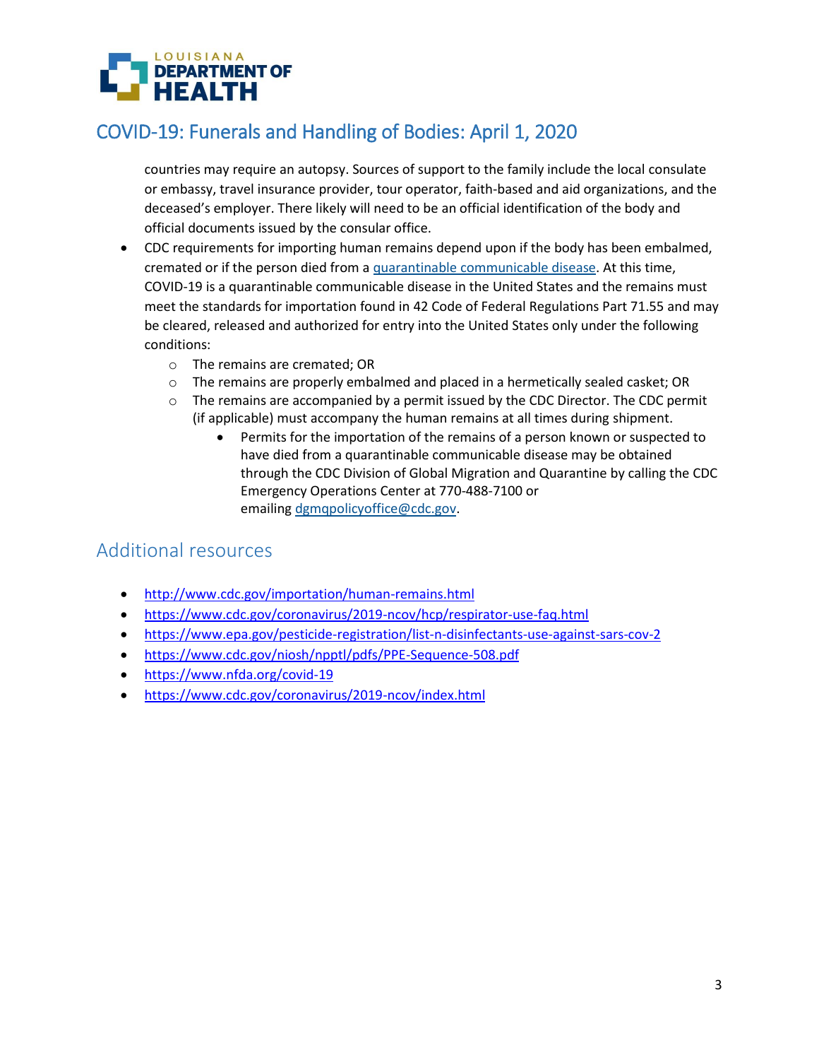countries may require an autopsy. Sources of support to the family include the local consulate or embassy, travel insurance provider, tour operator, faith-based and aid organizations, and the deceased's employer. There likely will need to be an official identification of the body and official documents issued by the consular office.

- CDC requirements for importing human remains depend upon if the body has been embalmed, cremated or if the person died from a quarantinable communicable disease. At this time, COVID-19 is a quarantinable communicable disease in the United States and the remains must meet the standards for importation found in 42 Code of Federal Regulations Part 71.55 and may be cleared, released and authorized for entry into the United States only under the following conditions:
  - The remains are cremated; OR
  - The remains are properly embalmed and placed in a hermetically sealed casket; OR
  - The remains are accompanied by a permit issued by the CDC Director. The CDC permit (if applicable) must accompany the human remains at all times during shipment.
    - Permits for the importation of the remains of a person known or suspected to have died from a quarantinable communicable disease may be obtained through the CDC Division of Global Migration and Quarantine by calling the CDC Emergency Operations Center at 770-488-7100 or emailing dgmqpolicyoffice@cdc.gov.

## Additional resources

- http://www.cdc.gov/importation/human-remains.html
- https://www.cdc.gov/coronavirus/2019-ncov/hcp/respirator-use-faq.html
- https://www.epa.gov/pesticide-registration/list-n-disinfectants-use-against-sars-cov-2
- https://www.cdc.gov/niosh/npptl/pdfs/PPE-Sequence-508.pdf
- https://www.nfda.org/covid-19
- https://www.cdc.gov/coronavirus/2019-ncov/index.html